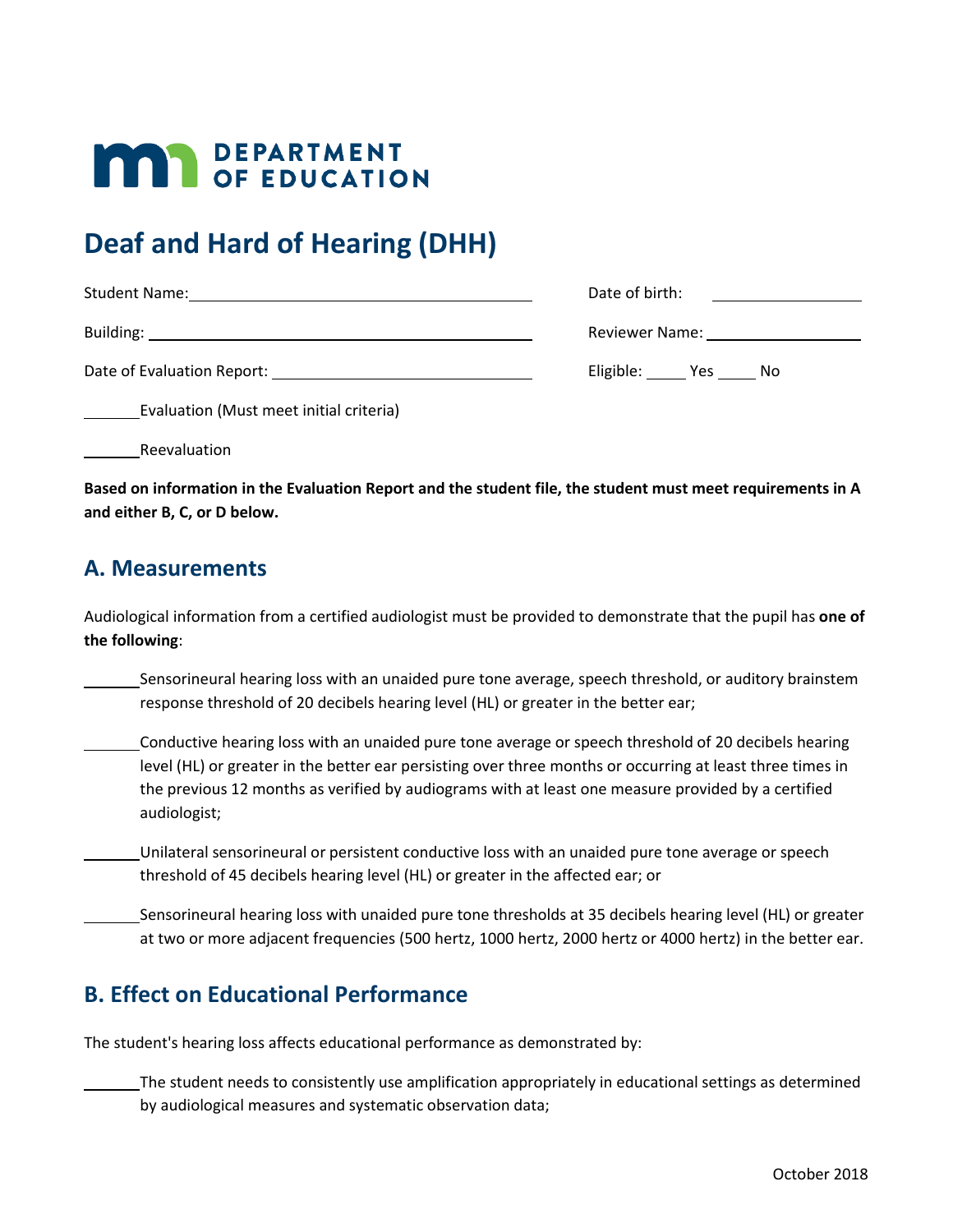**DEPARTMENT OF EDUCATION**

# Deaf and Hard of Hearing (DHH)

Student Name: ____________________ Date of birth: ____________

Building: ____________________ Reviewer Name: ____________

Date of Evaluation Report: ____________________ Eligible: _____ Yes _____ No

_______ Evaluation (Must meet initial criteria)

_______ Reevaluation

**Based on information in the Evaluation Report and the student file, the student must meet requirements in A and either B, C, or D below.**

## A. Measurements

Audiological information from a certified audiologist must be provided to demonstrate that the pupil has **one of the following**:

_______ Sensorineural hearing loss with an unaided pure tone average, speech threshold, or auditory brainstem response threshold of 20 decibels hearing level (HL) or greater in the better ear;

_______ Conductive hearing loss with an unaided pure tone average or speech threshold of 20 decibels hearing level (HL) or greater in the better ear persisting over three months or occurring at least three times in the previous 12 months as verified by audiograms with at least one measure provided by a certified audiologist;

_______ Unilateral sensorineural or persistent conductive loss with an unaided pure tone average or speech threshold of 45 decibels hearing level (HL) or greater in the affected ear; or

_______ Sensorineural hearing loss with unaided pure tone thresholds at 35 decibels hearing level (HL) or greater at two or more adjacent frequencies (500 hertz, 1000 hertz, 2000 hertz or 4000 hertz) in the better ear.

## B. Effect on Educational Performance

The student's hearing loss affects educational performance as demonstrated by:

_______ The student needs to consistently use amplification appropriately in educational settings as determined by audiological measures and systematic observation data;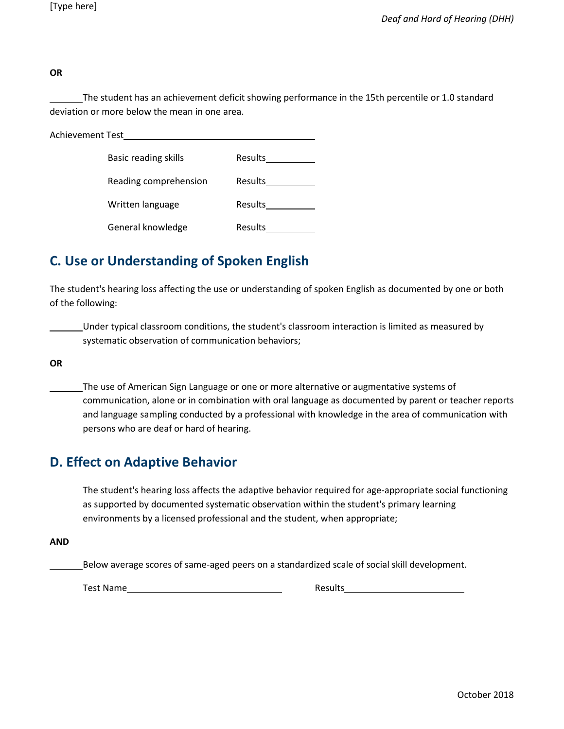**OR**

_______The student has an achievement deficit showing performance in the 15th percentile or 1.0 standard deviation or more below the mean in one area.

Achievement Test_______________________________

Basic reading skills    Results__________

Reading comprehension    Results__________

Written language    Results__________

General knowledge    Results__________

## C. Use or Understanding of Spoken English

The student's hearing loss affecting the use or understanding of spoken English as documented by one or both of the following:

_______Under typical classroom conditions, the student's classroom interaction is limited as measured by systematic observation of communication behaviors;

**OR**

_______The use of American Sign Language or one or more alternative or augmentative systems of communication, alone or in combination with oral language as documented by parent or teacher reports and language sampling conducted by a professional with knowledge in the area of communication with persons who are deaf or hard of hearing.

## D. Effect on Adaptive Behavior

_______The student's hearing loss affects the adaptive behavior required for age-appropriate social functioning as supported by documented systematic observation within the student's primary learning environments by a licensed professional and the student, when appropriate;

**AND**

_______Below average scores of same-aged peers on a standardized scale of social skill development.

Test Name_________________________    Results____________________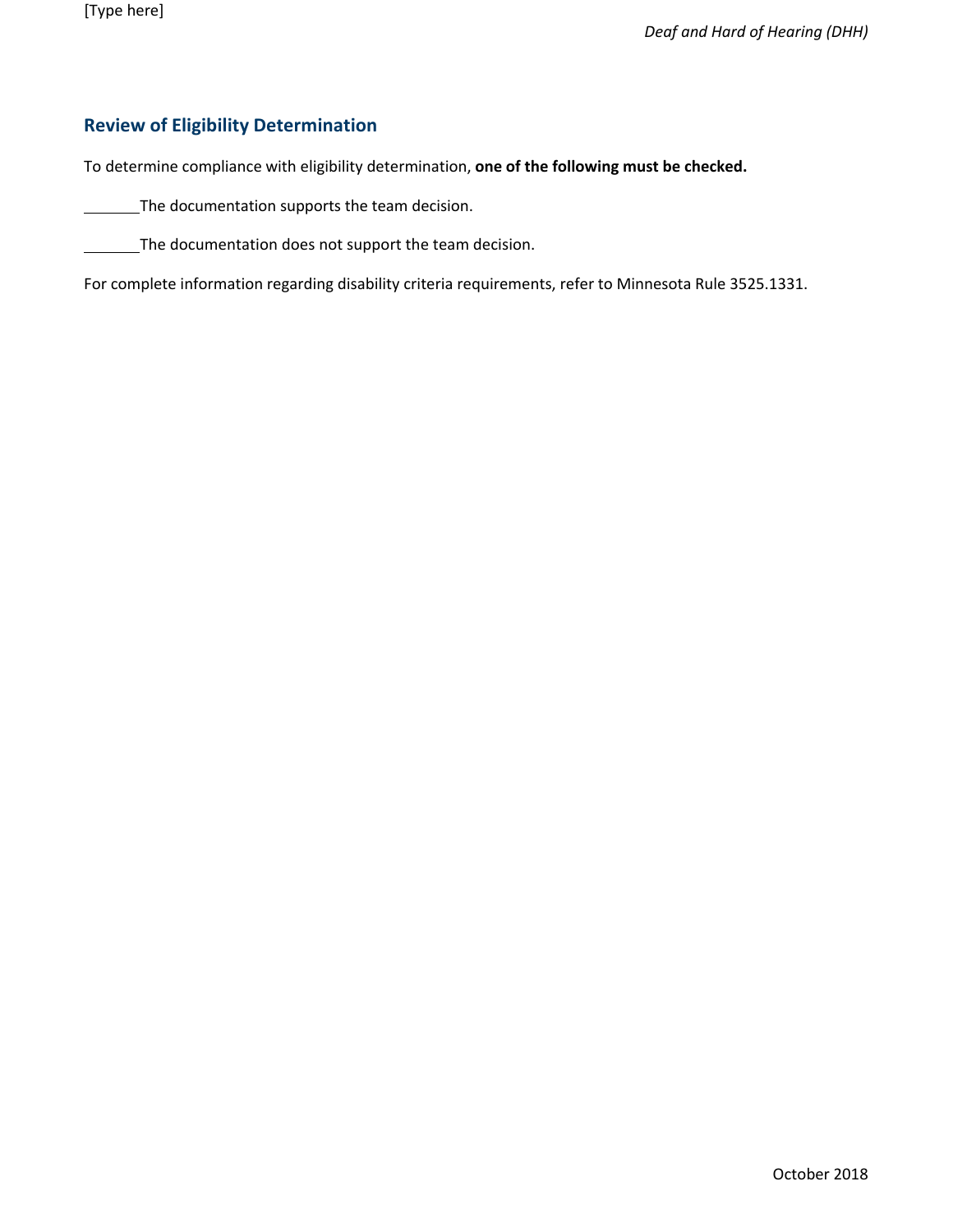## Review of Eligibility Determination

To determine compliance with eligibility determination, **one of the following must be checked.**

_______The documentation supports the team decision.

_______The documentation does not support the team decision.

For complete information regarding disability criteria requirements, refer to Minnesota Rule 3525.1331.